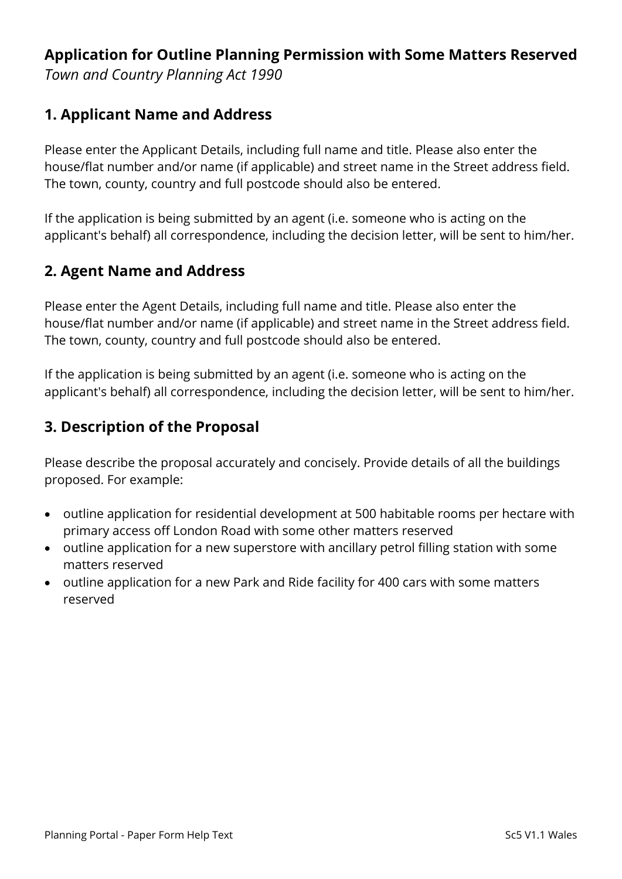# Application for Outline Planning Permission with Some Matters Reserved

*Town and Country Planning Act 1990*

## 1. Applicant Name and Address

Please enter the Applicant Details, including full name and title. Please also enter the house/flat number and/or name (if applicable) and street name in the Street address field. The town, county, country and full postcode should also be entered.

If the application is being submitted by an agent (i.e. someone who is acting on the applicant's behalf) all correspondence, including the decision letter, will be sent to him/her.

## 2. Agent Name and Address

Please enter the Agent Details, including full name and title. Please also enter the house/flat number and/or name (if applicable) and street name in the Street address field. The town, county, country and full postcode should also be entered.

If the application is being submitted by an agent (i.e. someone who is acting on the applicant's behalf) all correspondence, including the decision letter, will be sent to him/her.

## 3. Description of the Proposal

Please describe the proposal accurately and concisely. Provide details of all the buildings proposed. For example:

- outline application for residential development at 500 habitable rooms per hectare with primary access off London Road with some other matters reserved
- outline application for a new superstore with ancillary petrol filling station with some matters reserved
- outline application for a new Park and Ride facility for 400 cars with some matters reserved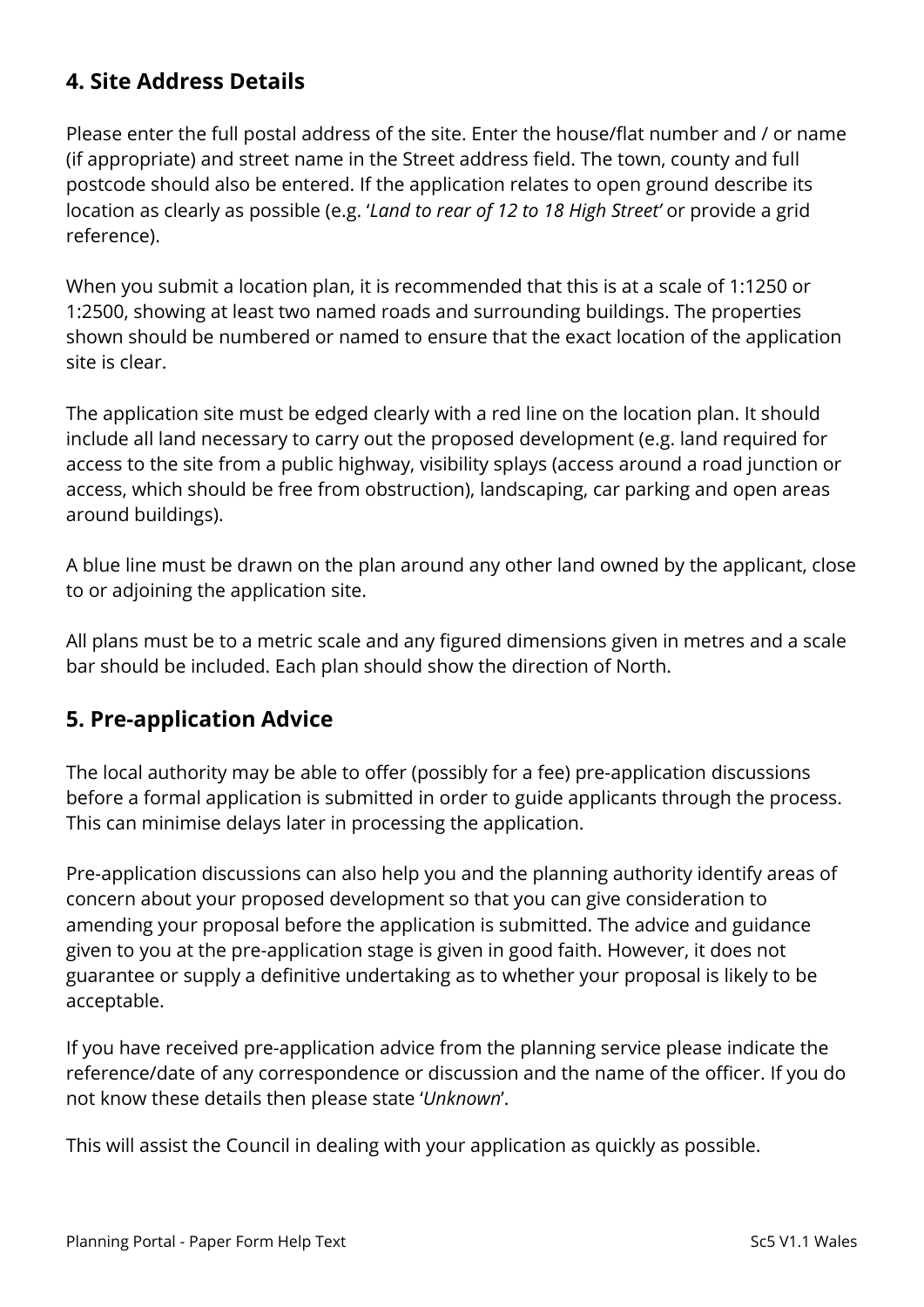## 4. Site Address Details

Please enter the full postal address of the site. Enter the house/flat number and / or name (if appropriate) and street name in the Street address field. The town, county and full postcode should also be entered. If the application relates to open ground describe its location as clearly as possible (e.g. '*Land to rear of 12 to 18 High Street*' or provide a grid reference).

When you submit a location plan, it is recommended that this is at a scale of 1:1250 or 1:2500, showing at least two named roads and surrounding buildings. The properties shown should be numbered or named to ensure that the exact location of the application site is clear.

The application site must be edged clearly with a red line on the location plan. It should include all land necessary to carry out the proposed development (e.g. land required for access to the site from a public highway, visibility splays (access around a road junction or access, which should be free from obstruction), landscaping, car parking and open areas around buildings).

A blue line must be drawn on the plan around any other land owned by the applicant, close to or adjoining the application site.

All plans must be to a metric scale and any figured dimensions given in metres and a scale bar should be included. Each plan should show the direction of North.

## 5. Pre-application Advice

The local authority may be able to offer (possibly for a fee) pre-application discussions before a formal application is submitted in order to guide applicants through the process. This can minimise delays later in processing the application.

Pre-application discussions can also help you and the planning authority identify areas of concern about your proposed development so that you can give consideration to amending your proposal before the application is submitted. The advice and guidance given to you at the pre-application stage is given in good faith. However, it does not guarantee or supply a definitive undertaking as to whether your proposal is likely to be acceptable.

If you have received pre-application advice from the planning service please indicate the reference/date of any correspondence or discussion and the name of the officer. If you do not know these details then please state '*Unknown*'.

This will assist the Council in dealing with your application as quickly as possible.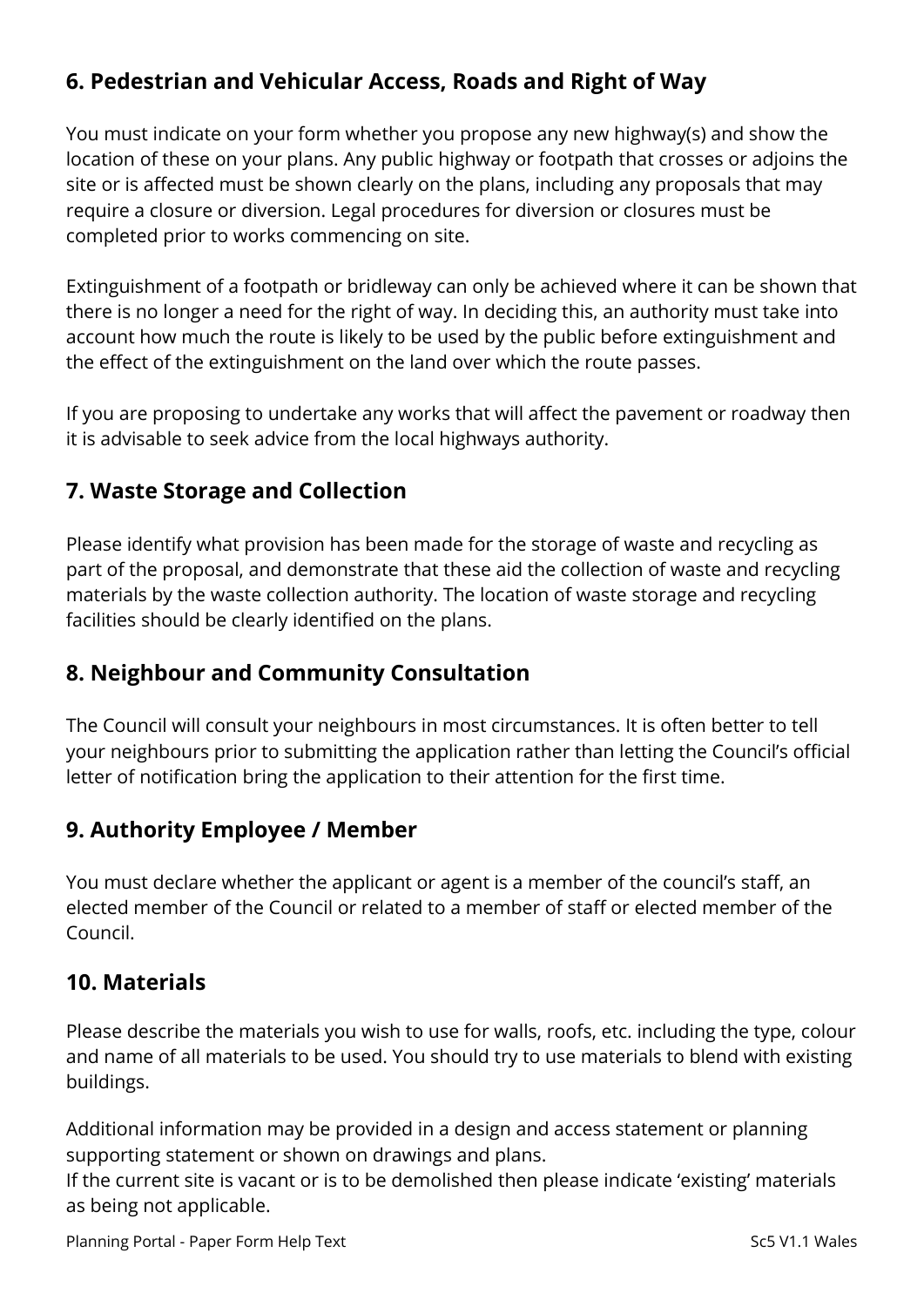## 6. Pedestrian and Vehicular Access, Roads and Right of Way

You must indicate on your form whether you propose any new highway(s) and show the location of these on your plans. Any public highway or footpath that crosses or adjoins the site or is affected must be shown clearly on the plans, including any proposals that may require a closure or diversion. Legal procedures for diversion or closures must be completed prior to works commencing on site.

Extinguishment of a footpath or bridleway can only be achieved where it can be shown that there is no longer a need for the right of way. In deciding this, an authority must take into account how much the route is likely to be used by the public before extinguishment and the effect of the extinguishment on the land over which the route passes.

If you are proposing to undertake any works that will affect the pavement or roadway then it is advisable to seek advice from the local highways authority.

## 7. Waste Storage and Collection

Please identify what provision has been made for the storage of waste and recycling as part of the proposal, and demonstrate that these aid the collection of waste and recycling materials by the waste collection authority. The location of waste storage and recycling facilities should be clearly identified on the plans.

## 8. Neighbour and Community Consultation

The Council will consult your neighbours in most circumstances. It is often better to tell your neighbours prior to submitting the application rather than letting the Council's official letter of notification bring the application to their attention for the first time.

## 9. Authority Employee / Member

You must declare whether the applicant or agent is a member of the council's staff, an elected member of the Council or related to a member of staff or elected member of the Council.

## 10. Materials

Please describe the materials you wish to use for walls, roofs, etc. including the type, colour and name of all materials to be used. You should try to use materials to blend with existing buildings.

Additional information may be provided in a design and access statement or planning supporting statement or shown on drawings and plans.
If the current site is vacant or is to be demolished then please indicate 'existing' materials as being not applicable.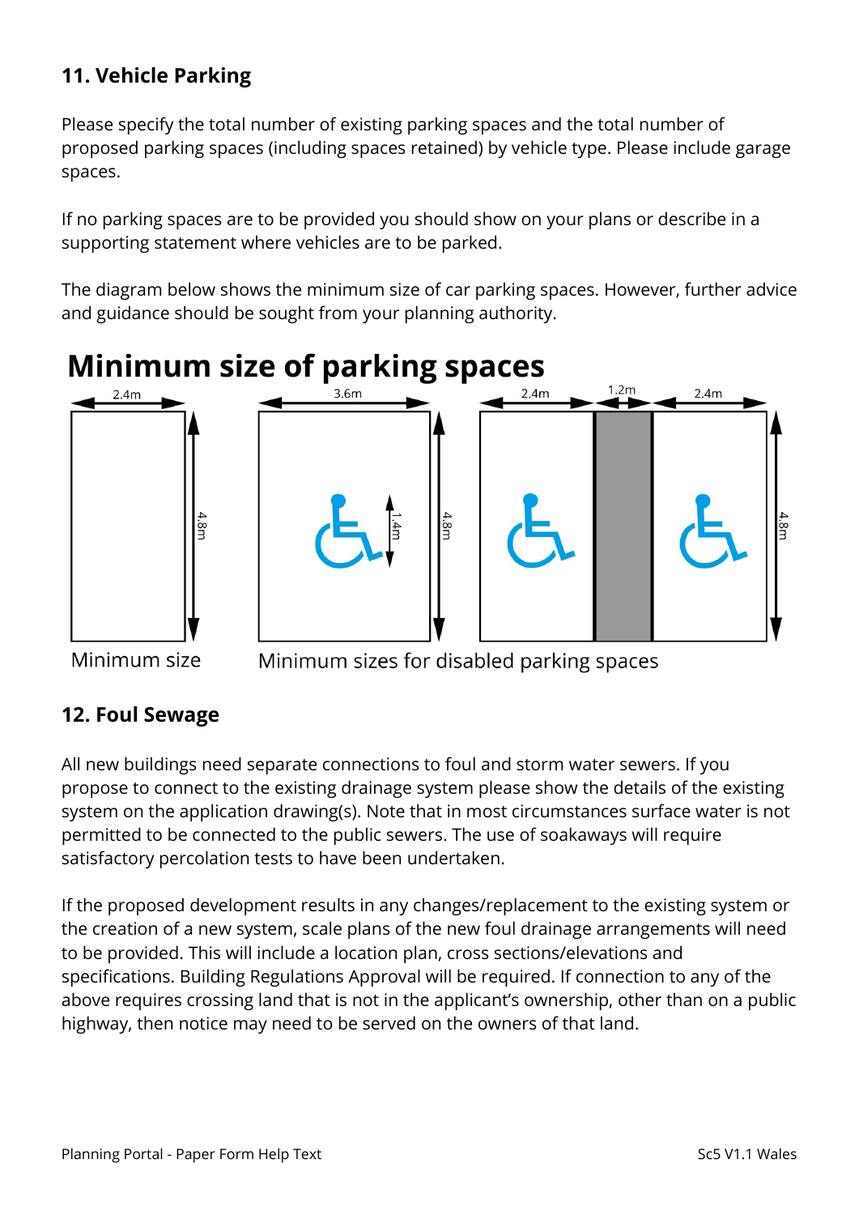## 11. Vehicle Parking

Please specify the total number of existing parking spaces and the total number of proposed parking spaces (including spaces retained) by vehicle type. Please include garage spaces.

If no parking spaces are to be provided you should show on your plans or describe in a supporting statement where vehicles are to be parked.

The diagram below shows the minimum size of car parking spaces. However, further advice and guidance should be sought from your planning authority.

### Minimum size of parking spaces

2.4m 4.8m 3.6m 1.4m 4.8m 2.4m 1.2m 2.4m 4.8m

Minimum size

Minimum sizes for disabled parking spaces

## 12. Foul Sewage

All new buildings need separate connections to foul and storm water sewers. If you propose to connect to the existing drainage system please show the details of the existing system on the application drawing(s). Note that in most circumstances surface water is not permitted to be connected to the public sewers. The use of soakaways will require satisfactory percolation tests to have been undertaken.

If the proposed development results in any changes/replacement to the existing system or the creation of a new system, scale plans of the new foul drainage arrangements will need to be provided. This will include a location plan, cross sections/elevations and specifications. Building Regulations Approval will be required. If connection to any of the above requires crossing land that is not in the applicant's ownership, other than on a public highway, then notice may need to be served on the owners of that land.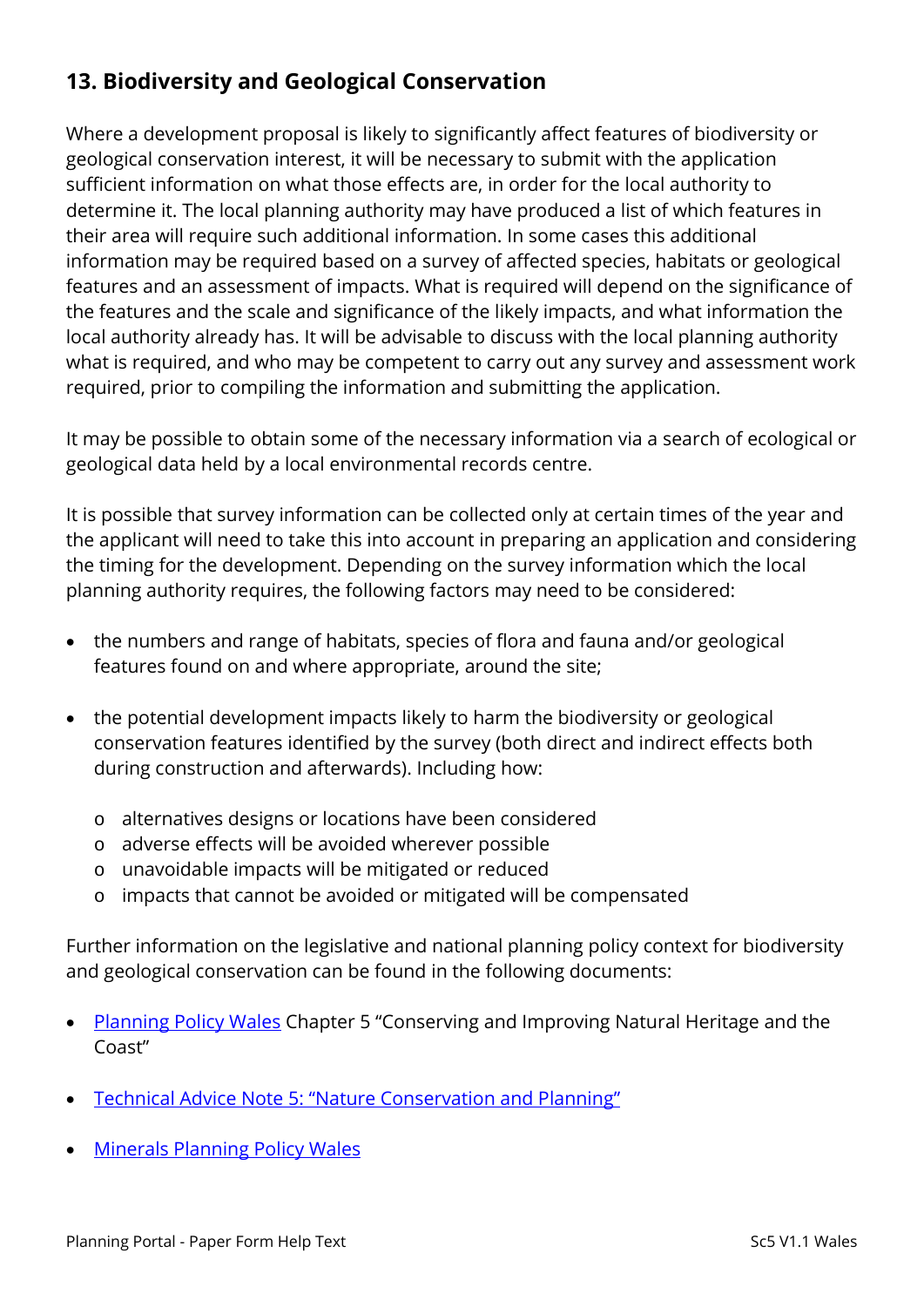## 13. Biodiversity and Geological Conservation

Where a development proposal is likely to significantly affect features of biodiversity or geological conservation interest, it will be necessary to submit with the application sufficient information on what those effects are, in order for the local authority to determine it. The local planning authority may have produced a list of which features in their area will require such additional information. In some cases this additional information may be required based on a survey of affected species, habitats or geological features and an assessment of impacts. What is required will depend on the significance of the features and the scale and significance of the likely impacts, and what information the local authority already has. It will be advisable to discuss with the local planning authority what is required, and who may be competent to carry out any survey and assessment work required, prior to compiling the information and submitting the application.

It may be possible to obtain some of the necessary information via a search of ecological or geological data held by a local environmental records centre.

It is possible that survey information can be collected only at certain times of the year and the applicant will need to take this into account in preparing an application and considering the timing for the development. Depending on the survey information which the local planning authority requires, the following factors may need to be considered:

- the numbers and range of habitats, species of flora and fauna and/or geological features found on and where appropriate, around the site;
- the potential development impacts likely to harm the biodiversity or geological conservation features identified by the survey (both direct and indirect effects both during construction and afterwards). Including how:
  - alternatives designs or locations have been considered
  - adverse effects will be avoided wherever possible
  - unavoidable impacts will be mitigated or reduced
  - impacts that cannot be avoided or mitigated will be compensated

Further information on the legislative and national planning policy context for biodiversity and geological conservation can be found in the following documents:

- Planning Policy Wales Chapter 5 "Conserving and Improving Natural Heritage and the Coast"
- Technical Advice Note 5: "Nature Conservation and Planning"
- Minerals Planning Policy Wales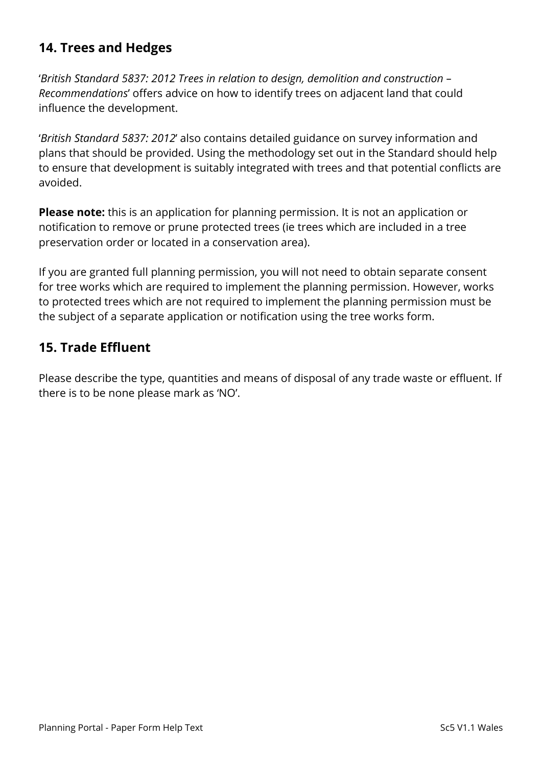## 14. Trees and Hedges

'*British Standard 5837: 2012 Trees in relation to design, demolition and construction – Recommendations*' offers advice on how to identify trees on adjacent land that could influence the development.

'*British Standard 5837: 2012*' also contains detailed guidance on survey information and plans that should be provided. Using the methodology set out in the Standard should help to ensure that development is suitably integrated with trees and that potential conflicts are avoided.

**Please note:** this is an application for planning permission. It is not an application or notification to remove or prune protected trees (ie trees which are included in a tree preservation order or located in a conservation area).

If you are granted full planning permission, you will not need to obtain separate consent for tree works which are required to implement the planning permission. However, works to protected trees which are not required to implement the planning permission must be the subject of a separate application or notification using the tree works form.

## 15. Trade Effluent

Please describe the type, quantities and means of disposal of any trade waste or effluent. If there is to be none please mark as 'NO'.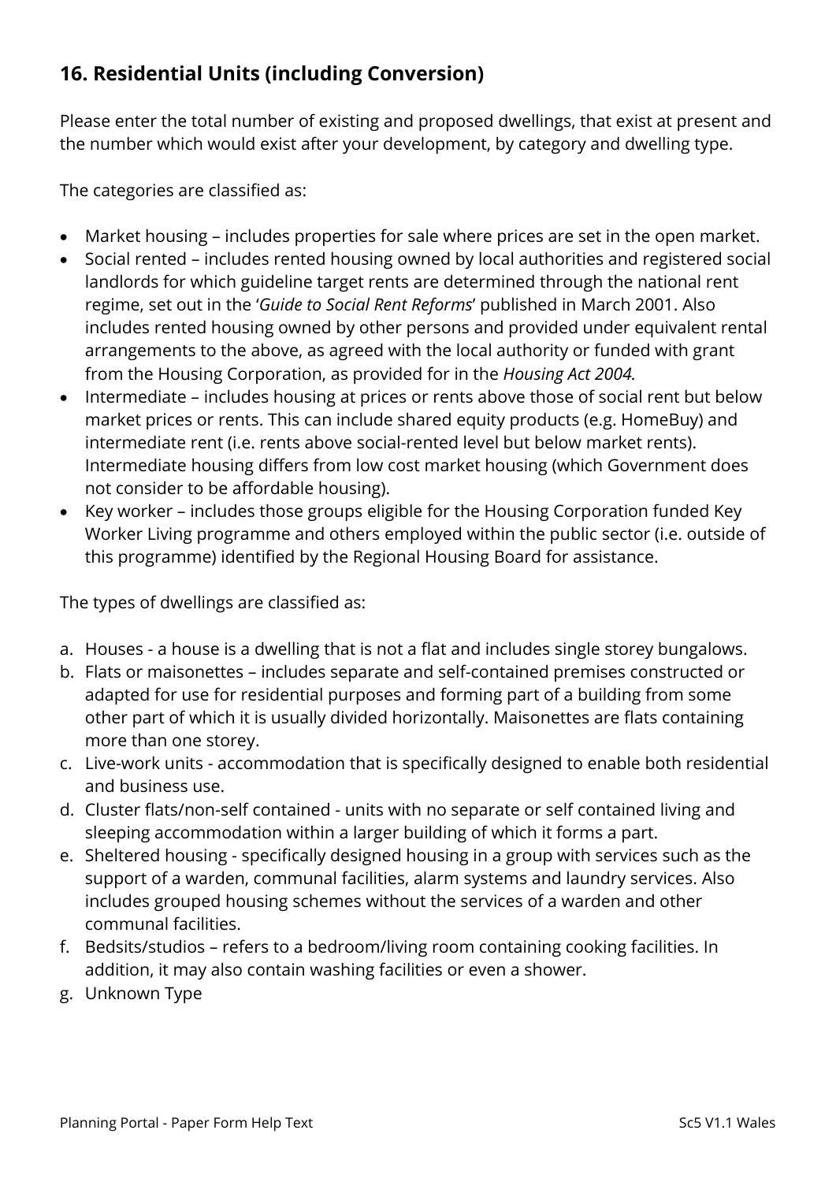## 16. Residential Units (including Conversion)

Please enter the total number of existing and proposed dwellings, that exist at present and the number which would exist after your development, by category and dwelling type.

The categories are classified as:

- Market housing – includes properties for sale where prices are set in the open market.
- Social rented – includes rented housing owned by local authorities and registered social landlords for which guideline target rents are determined through the national rent regime, set out in the '*Guide to Social Rent Reforms*' published in March 2001. Also includes rented housing owned by other persons and provided under equivalent rental arrangements to the above, as agreed with the local authority or funded with grant from the Housing Corporation, as provided for in the *Housing Act 2004.*
- Intermediate – includes housing at prices or rents above those of social rent but below market prices or rents. This can include shared equity products (e.g. HomeBuy) and intermediate rent (i.e. rents above social-rented level but below market rents). Intermediate housing differs from low cost market housing (which Government does not consider to be affordable housing).
- Key worker – includes those groups eligible for the Housing Corporation funded Key Worker Living programme and others employed within the public sector (i.e. outside of this programme) identified by the Regional Housing Board for assistance.

The types of dwellings are classified as:

a. Houses - a house is a dwelling that is not a flat and includes single storey bungalows.
b. Flats or maisonettes – includes separate and self-contained premises constructed or adapted for use for residential purposes and forming part of a building from some other part of which it is usually divided horizontally. Maisonettes are flats containing more than one storey.
c. Live-work units - accommodation that is specifically designed to enable both residential and business use.
d. Cluster flats/non-self contained - units with no separate or self contained living and sleeping accommodation within a larger building of which it forms a part.
e. Sheltered housing - specifically designed housing in a group with services such as the support of a warden, communal facilities, alarm systems and laundry services. Also includes grouped housing schemes without the services of a warden and other communal facilities.
f. Bedsits/studios – refers to a bedroom/living room containing cooking facilities. In addition, it may also contain washing facilities or even a shower.
g. Unknown Type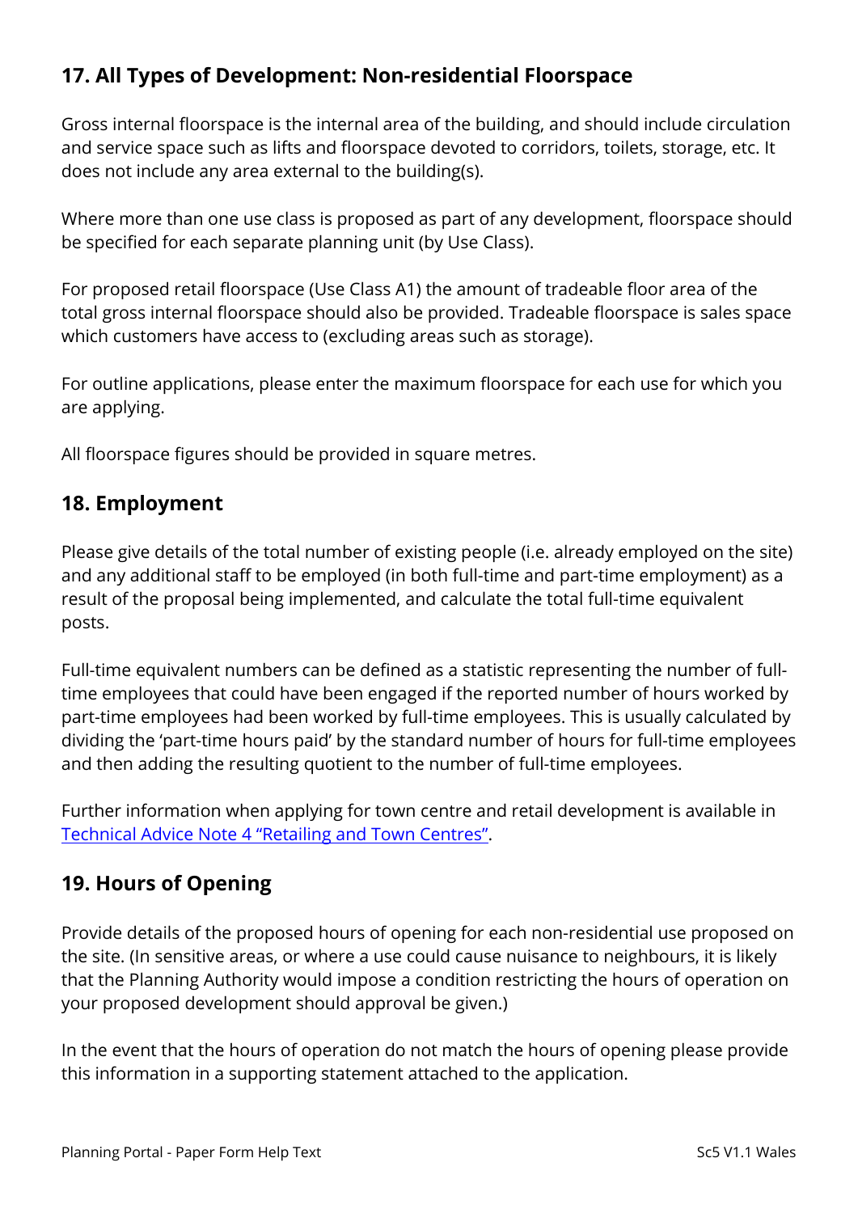## 17. All Types of Development: Non-residential Floorspace

Gross internal floorspace is the internal area of the building, and should include circulation and service space such as lifts and floorspace devoted to corridors, toilets, storage, etc. It does not include any area external to the building(s).

Where more than one use class is proposed as part of any development, floorspace should be specified for each separate planning unit (by Use Class).

For proposed retail floorspace (Use Class A1) the amount of tradeable floor area of the total gross internal floorspace should also be provided. Tradeable floorspace is sales space which customers have access to (excluding areas such as storage).

For outline applications, please enter the maximum floorspace for each use for which you are applying.

All floorspace figures should be provided in square metres.

## 18. Employment

Please give details of the total number of existing people (i.e. already employed on the site) and any additional staff to be employed (in both full-time and part-time employment) as a result of the proposal being implemented, and calculate the total full-time equivalent posts.

Full-time equivalent numbers can be defined as a statistic representing the number of full-time employees that could have been engaged if the reported number of hours worked by part-time employees had been worked by full-time employees. This is usually calculated by dividing the 'part-time hours paid' by the standard number of hours for full-time employees and then adding the resulting quotient to the number of full-time employees.

Further information when applying for town centre and retail development is available in [Technical Advice Note 4 "Retailing and Town Centres"](#).

## 19. Hours of Opening

Provide details of the proposed hours of opening for each non-residential use proposed on the site. (In sensitive areas, or where a use could cause nuisance to neighbours, it is likely that the Planning Authority would impose a condition restricting the hours of operation on your proposed development should approval be given.)

In the event that the hours of operation do not match the hours of opening please provide this information in a supporting statement attached to the application.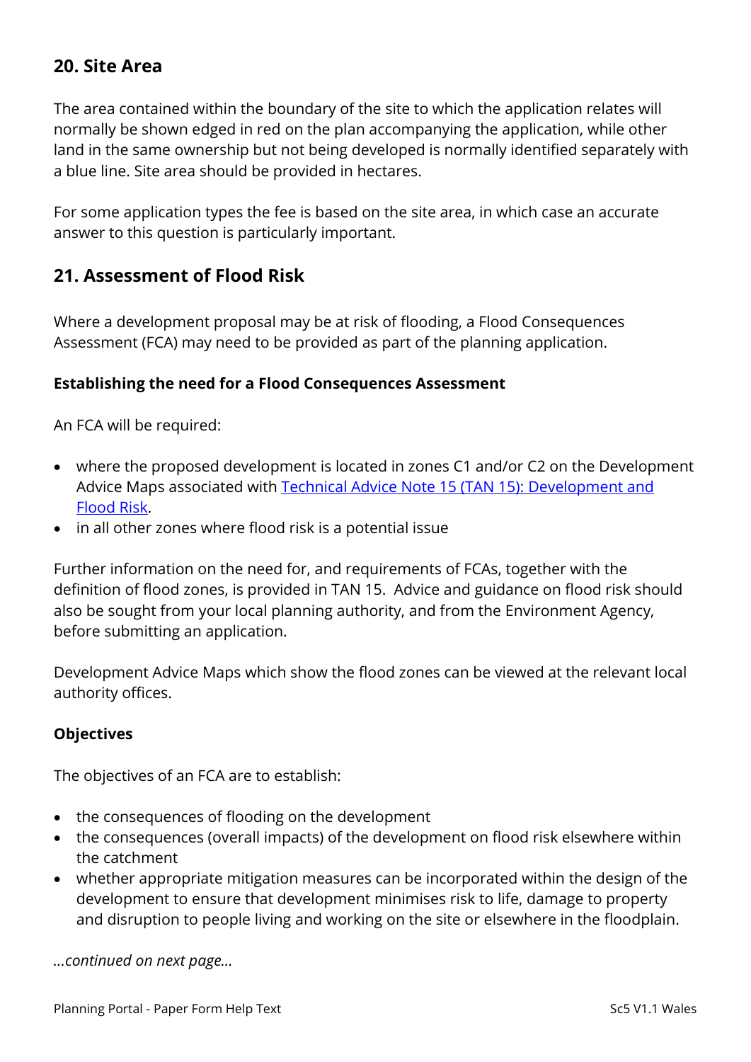## 20. Site Area

The area contained within the boundary of the site to which the application relates will normally be shown edged in red on the plan accompanying the application, while other land in the same ownership but not being developed is normally identified separately with a blue line. Site area should be provided in hectares.

For some application types the fee is based on the site area, in which case an accurate answer to this question is particularly important.

## 21. Assessment of Flood Risk

Where a development proposal may be at risk of flooding, a Flood Consequences Assessment (FCA) may need to be provided as part of the planning application.

**Establishing the need for a Flood Consequences Assessment**

An FCA will be required:

- where the proposed development is located in zones C1 and/or C2 on the Development Advice Maps associated with Technical Advice Note 15 (TAN 15): Development and Flood Risk.
- in all other zones where flood risk is a potential issue

Further information on the need for, and requirements of FCAs, together with the definition of flood zones, is provided in TAN 15. Advice and guidance on flood risk should also be sought from your local planning authority, and from the Environment Agency, before submitting an application.

Development Advice Maps which show the flood zones can be viewed at the relevant local authority offices.

**Objectives**

The objectives of an FCA are to establish:

- the consequences of flooding on the development
- the consequences (overall impacts) of the development on flood risk elsewhere within the catchment
- whether appropriate mitigation measures can be incorporated within the design of the development to ensure that development minimises risk to life, damage to property and disruption to people living and working on the site or elsewhere in the floodplain.

*...continued on next page...*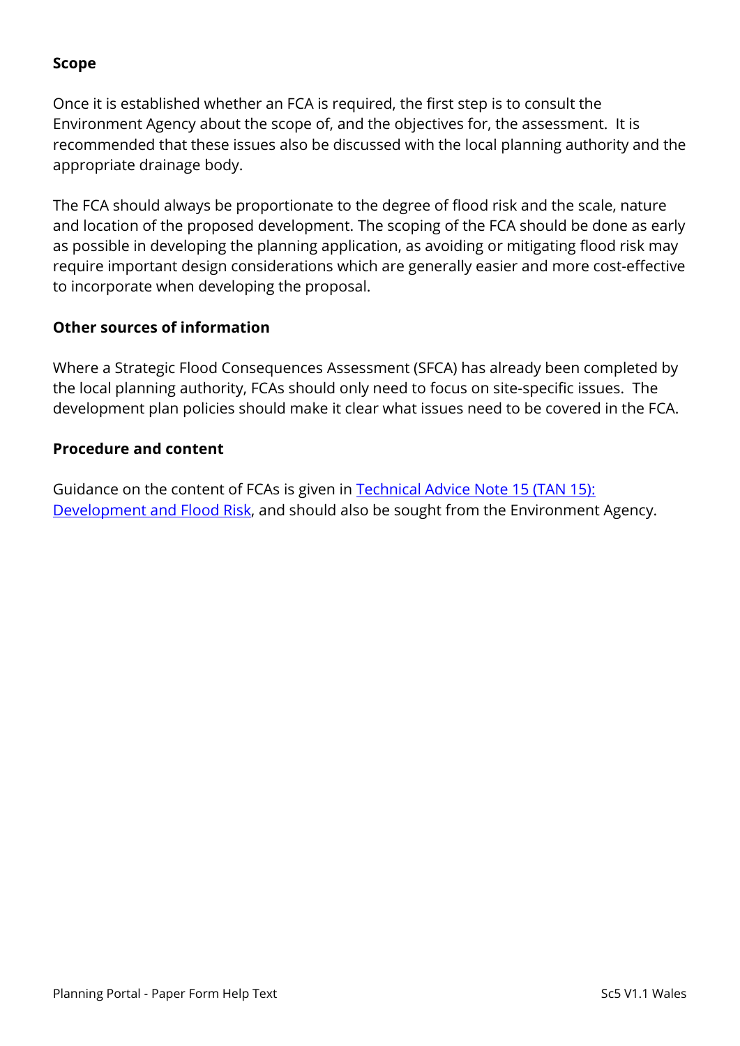**Scope**

Once it is established whether an FCA is required, the first step is to consult the Environment Agency about the scope of, and the objectives for, the assessment. It is recommended that these issues also be discussed with the local planning authority and the appropriate drainage body.

The FCA should always be proportionate to the degree of flood risk and the scale, nature and location of the proposed development. The scoping of the FCA should be done as early as possible in developing the planning application, as avoiding or mitigating flood risk may require important design considerations which are generally easier and more cost-effective to incorporate when developing the proposal.

**Other sources of information**

Where a Strategic Flood Consequences Assessment (SFCA) has already been completed by the local planning authority, FCAs should only need to focus on site-specific issues. The development plan policies should make it clear what issues need to be covered in the FCA.

**Procedure and content**

Guidance on the content of FCAs is given in Technical Advice Note 15 (TAN 15): Development and Flood Risk, and should also be sought from the Environment Agency.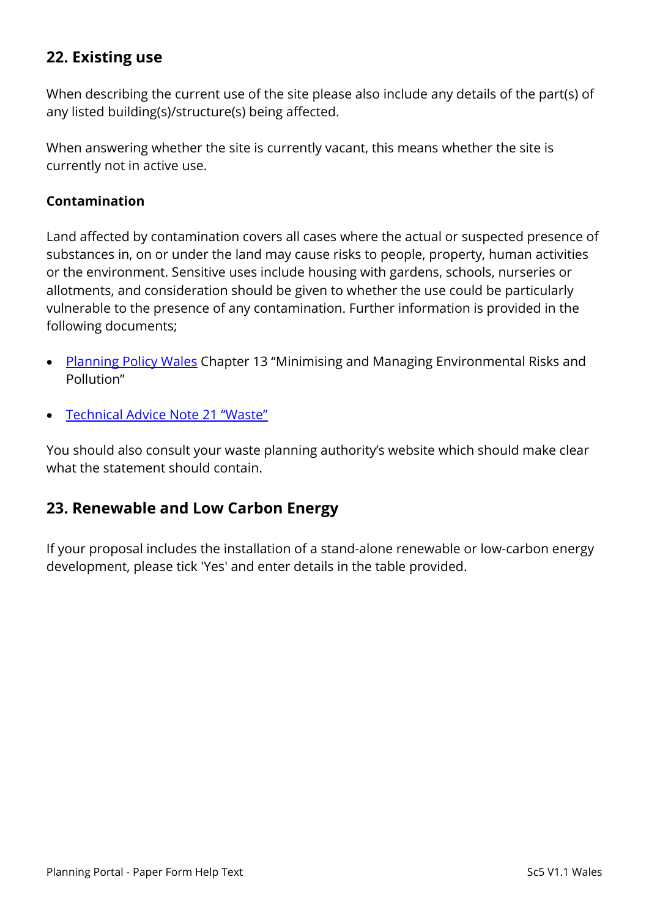## 22. Existing use

When describing the current use of the site please also include any details of the part(s) of any listed building(s)/structure(s) being affected.

When answering whether the site is currently vacant, this means whether the site is currently not in active use.

### Contamination

Land affected by contamination covers all cases where the actual or suspected presence of substances in, on or under the land may cause risks to people, property, human activities or the environment. Sensitive uses include housing with gardens, schools, nurseries or allotments, and consideration should be given to whether the use could be particularly vulnerable to the presence of any contamination. Further information is provided in the following documents;

- Planning Policy Wales Chapter 13 "Minimising and Managing Environmental Risks and Pollution"
- Technical Advice Note 21 "Waste"

You should also consult your waste planning authority's website which should make clear what the statement should contain.

## 23. Renewable and Low Carbon Energy

If your proposal includes the installation of a stand-alone renewable or low-carbon energy development, please tick 'Yes' and enter details in the table provided.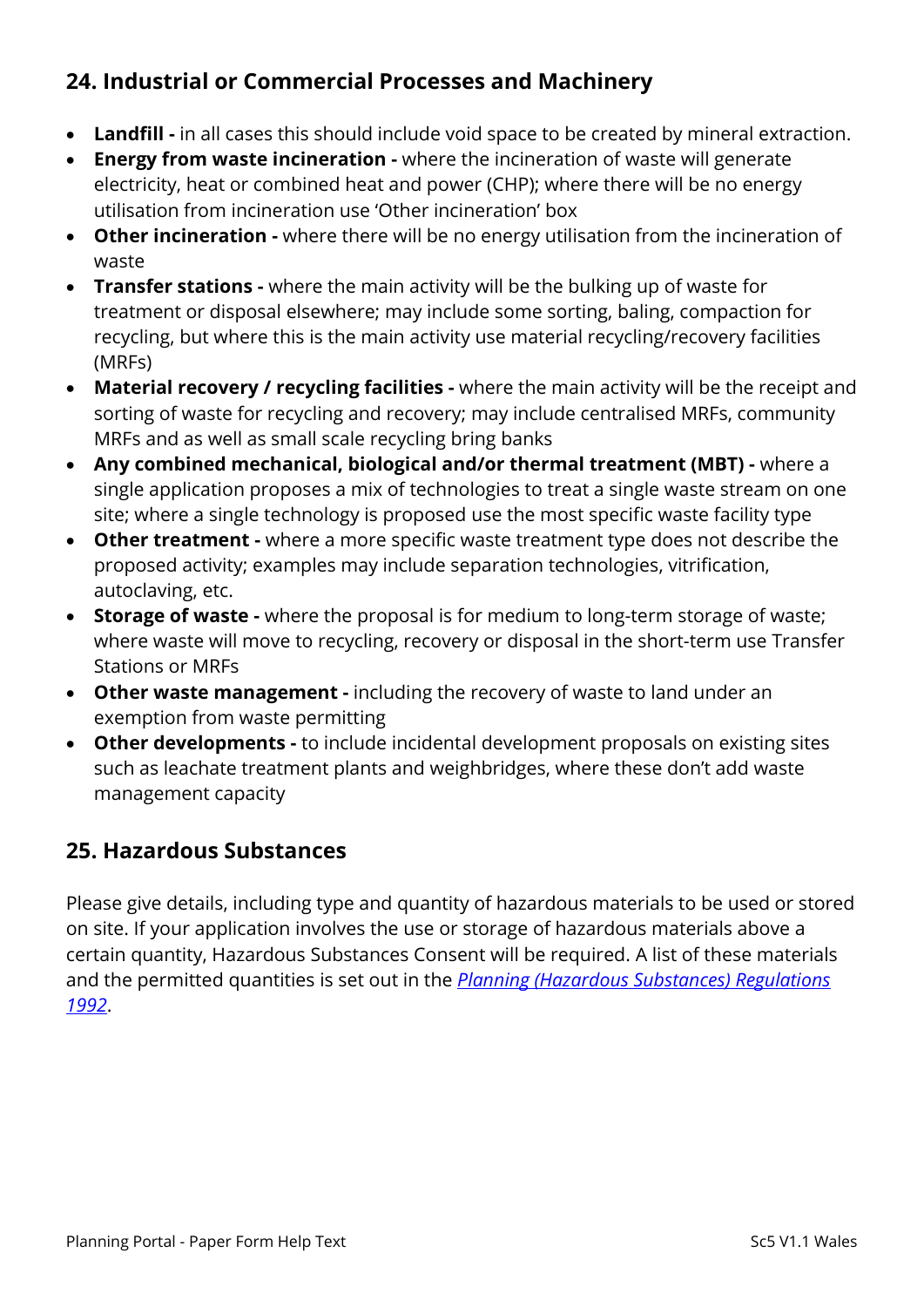## 24. Industrial or Commercial Processes and Machinery

- **Landfill -** in all cases this should include void space to be created by mineral extraction.
- **Energy from waste incineration -** where the incineration of waste will generate electricity, heat or combined heat and power (CHP); where there will be no energy utilisation from incineration use 'Other incineration' box
- **Other incineration -** where there will be no energy utilisation from the incineration of waste
- **Transfer stations -** where the main activity will be the bulking up of waste for treatment or disposal elsewhere; may include some sorting, baling, compaction for recycling, but where this is the main activity use material recycling/recovery facilities (MRFs)
- **Material recovery / recycling facilities -** where the main activity will be the receipt and sorting of waste for recycling and recovery; may include centralised MRFs, community MRFs and as well as small scale recycling bring banks
- **Any combined mechanical, biological and/or thermal treatment (MBT) -** where a single application proposes a mix of technologies to treat a single waste stream on one site; where a single technology is proposed use the most specific waste facility type
- **Other treatment -** where a more specific waste treatment type does not describe the proposed activity; examples may include separation technologies, vitrification, autoclaving, etc.
- **Storage of waste -** where the proposal is for medium to long-term storage of waste; where waste will move to recycling, recovery or disposal in the short-term use Transfer Stations or MRFs
- **Other waste management -** including the recovery of waste to land under an exemption from waste permitting
- **Other developments -** to include incidental development proposals on existing sites such as leachate treatment plants and weighbridges, where these don't add waste management capacity

## 25. Hazardous Substances

Please give details, including type and quantity of hazardous materials to be used or stored on site. If your application involves the use or storage of hazardous materials above a certain quantity, Hazardous Substances Consent will be required. A list of these materials and the permitted quantities is set out in the *Planning (Hazardous Substances) Regulations 1992*.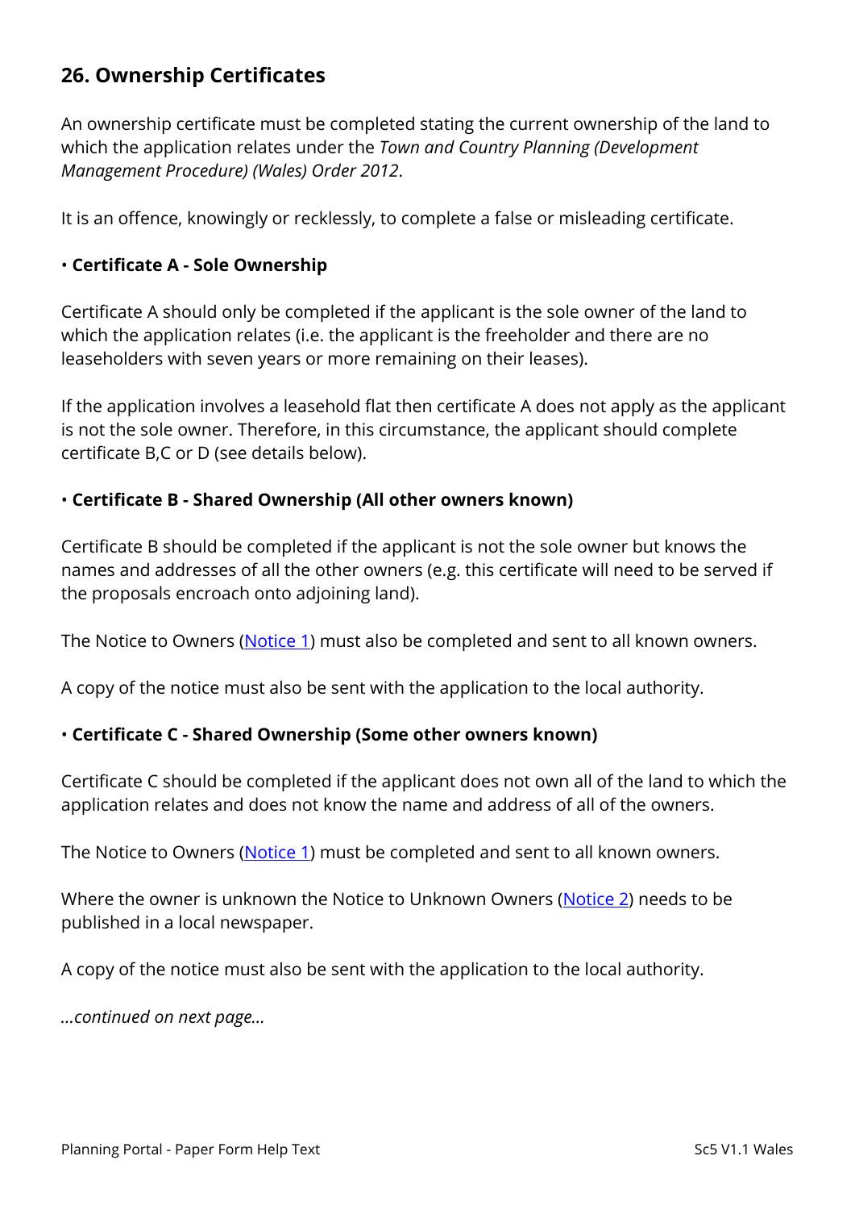## 26. Ownership Certificates

An ownership certificate must be completed stating the current ownership of the land to which the application relates under the *Town and Country Planning (Development Management Procedure) (Wales) Order 2012*.

It is an offence, knowingly or recklessly, to complete a false or misleading certificate.

- **Certificate A - Sole Ownership**

Certificate A should only be completed if the applicant is the sole owner of the land to which the application relates (i.e. the applicant is the freeholder and there are no leaseholders with seven years or more remaining on their leases).

If the application involves a leasehold flat then certificate A does not apply as the applicant is not the sole owner. Therefore, in this circumstance, the applicant should complete certificate B,C or D (see details below).

- **Certificate B - Shared Ownership (All other owners known)**

Certificate B should be completed if the applicant is not the sole owner but knows the names and addresses of all the other owners (e.g. this certificate will need to be served if the proposals encroach onto adjoining land).

The Notice to Owners (Notice 1) must also be completed and sent to all known owners.

A copy of the notice must also be sent with the application to the local authority.

- **Certificate C - Shared Ownership (Some other owners known)**

Certificate C should be completed if the applicant does not own all of the land to which the application relates and does not know the name and address of all of the owners.

The Notice to Owners (Notice 1) must be completed and sent to all known owners.

Where the owner is unknown the Notice to Unknown Owners (Notice 2) needs to be published in a local newspaper.

A copy of the notice must also be sent with the application to the local authority.

*...continued on next page...*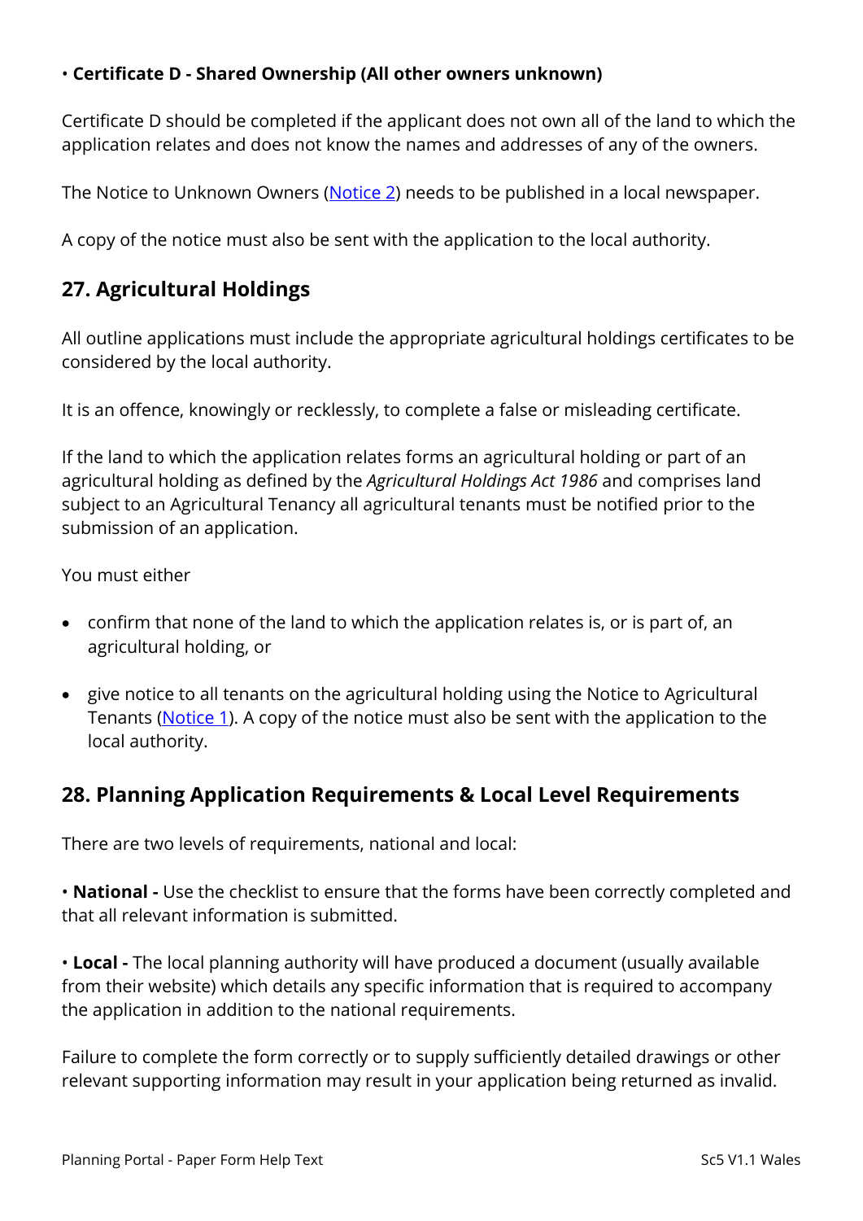• **Certificate D - Shared Ownership (All other owners unknown)**

Certificate D should be completed if the applicant does not own all of the land to which the application relates and does not know the names and addresses of any of the owners.

The Notice to Unknown Owners ([Notice 2]) needs to be published in a local newspaper.

A copy of the notice must also be sent with the application to the local authority.

## 27. Agricultural Holdings

All outline applications must include the appropriate agricultural holdings certificates to be considered by the local authority.

It is an offence, knowingly or recklessly, to complete a false or misleading certificate.

If the land to which the application relates forms an agricultural holding or part of an agricultural holding as defined by the *Agricultural Holdings Act 1986* and comprises land subject to an Agricultural Tenancy all agricultural tenants must be notified prior to the submission of an application.

You must either

- confirm that none of the land to which the application relates is, or is part of, an agricultural holding, or
- give notice to all tenants on the agricultural holding using the Notice to Agricultural Tenants ([Notice 1]). A copy of the notice must also be sent with the application to the local authority.

## 28. Planning Application Requirements & Local Level Requirements

There are two levels of requirements, national and local:

• **National -** Use the checklist to ensure that the forms have been correctly completed and that all relevant information is submitted.

• **Local -** The local planning authority will have produced a document (usually available from their website) which details any specific information that is required to accompany the application in addition to the national requirements.

Failure to complete the form correctly or to supply sufficiently detailed drawings or other relevant supporting information may result in your application being returned as invalid.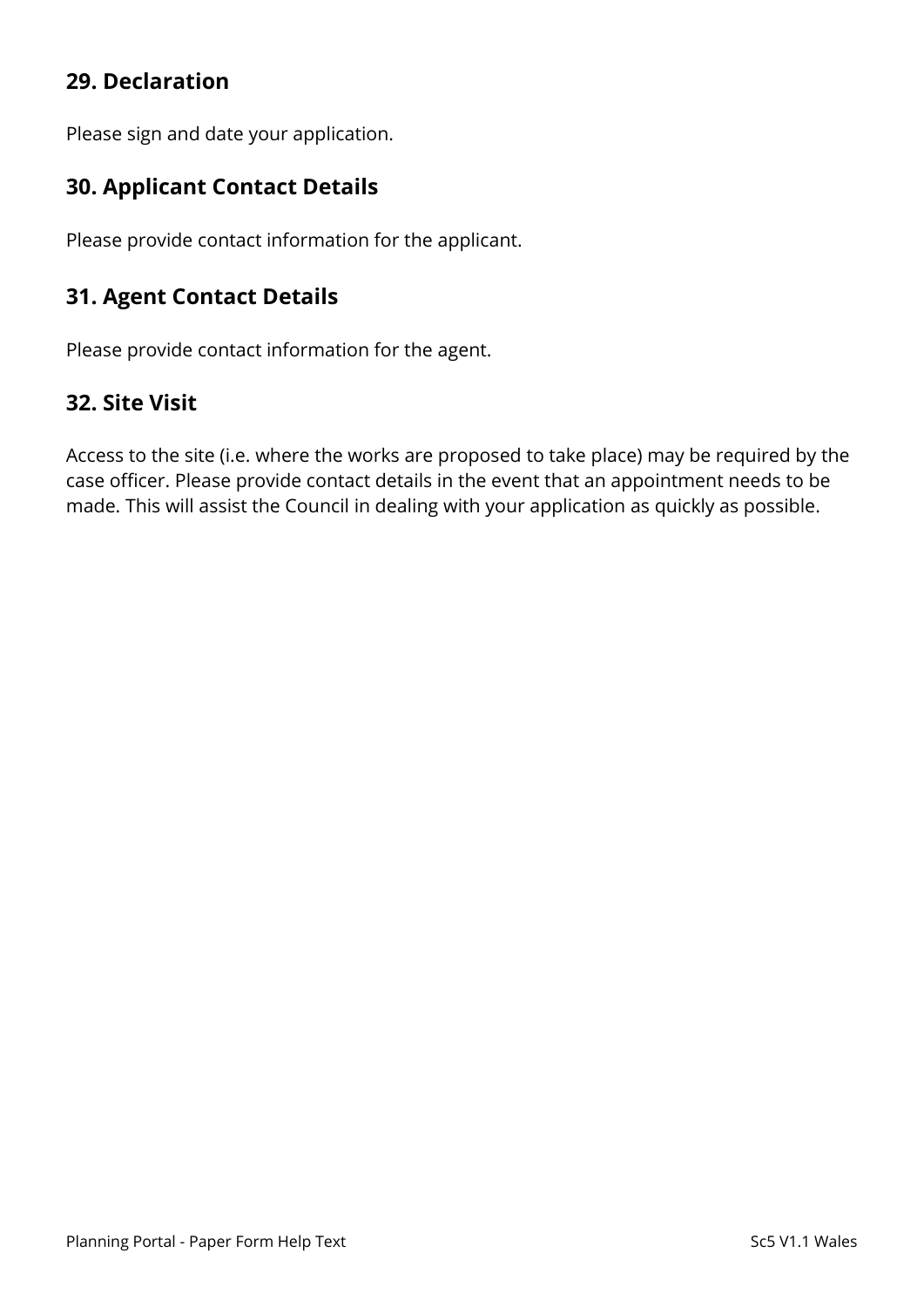## 29. Declaration

Please sign and date your application.

## 30. Applicant Contact Details

Please provide contact information for the applicant.

## 31. Agent Contact Details

Please provide contact information for the agent.

## 32. Site Visit

Access to the site (i.e. where the works are proposed to take place) may be required by the case officer. Please provide contact details in the event that an appointment needs to be made. This will assist the Council in dealing with your application as quickly as possible.